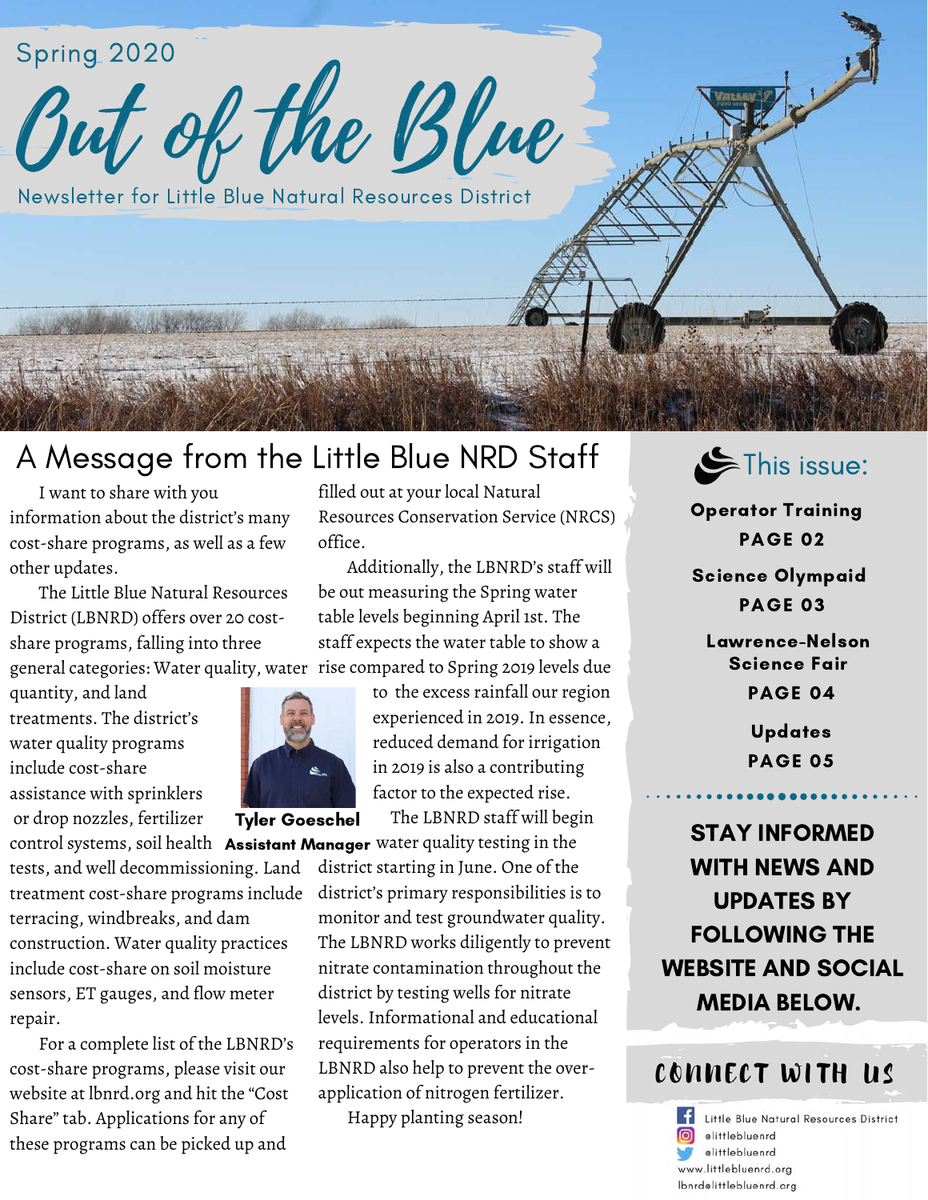Spring 2020

# Out of the Blue

Newsletter for Little Blue Natural Resources District

## A Message from the Little Blue NRD Staff

I want to share with you information about the district's many cost-share programs, as well as a few other updates.

The Little Blue Natural Resources District (LBNRD) offers over 20 cost-share programs, falling into three general categories: Water quality, water quantity, and land treatments. The district's water quality programs include cost-share assistance with sprinklers or drop nozzles, fertilizer control systems, soil health tests, and well decommissioning. Land treatment cost-share programs include terracing, windbreaks, and dam construction. Water quality practices include cost-share on soil moisture sensors, ET gauges, and flow meter repair.

For a complete list of the LBNRD's cost-share programs, please visit our website at lbnrd.org and hit the "Cost Share" tab. Applications for any of these programs can be picked up and filled out at your local Natural Resources Conservation Service (NRCS) office.

Additionally, the LBNRD's staff will be out measuring the Spring water table levels beginning April 1st. The staff expects the water table to show a rise compared to Spring 2019 levels due to the excess rainfall our region experienced in 2019. In essence, reduced demand for irrigation in 2019 is also a contributing factor to the expected rise.

**Tyler Goeschel**
**Assistant Manager**

The LBNRD staff will begin water quality testing in the district starting in June. One of the district's primary responsibilities is to monitor and test groundwater quality. The LBNRD works diligently to prevent nitrate contamination throughout the district by testing wells for nitrate levels. Informational and educational requirements for operators in the LBNRD also help to prevent the over-application of nitrogen fertilizer.

Happy planting season!

### This issue:

**Operator Training**
**PAGE 02**

**Science Olympaid**
**PAGE 03**

**Lawrence-Nelson Science Fair**
**PAGE 04**

**Updates**
**PAGE 05**

**STAY INFORMED WITH NEWS AND UPDATES BY FOLLOWING THE WEBSITE AND SOCIAL MEDIA BELOW.**

### CONNECT WITH US

Little Blue Natural Resources District
@littlebluenrd
@littlebluenrd
www.littlebluenrd.org
lbnrd@littlebluenrd.org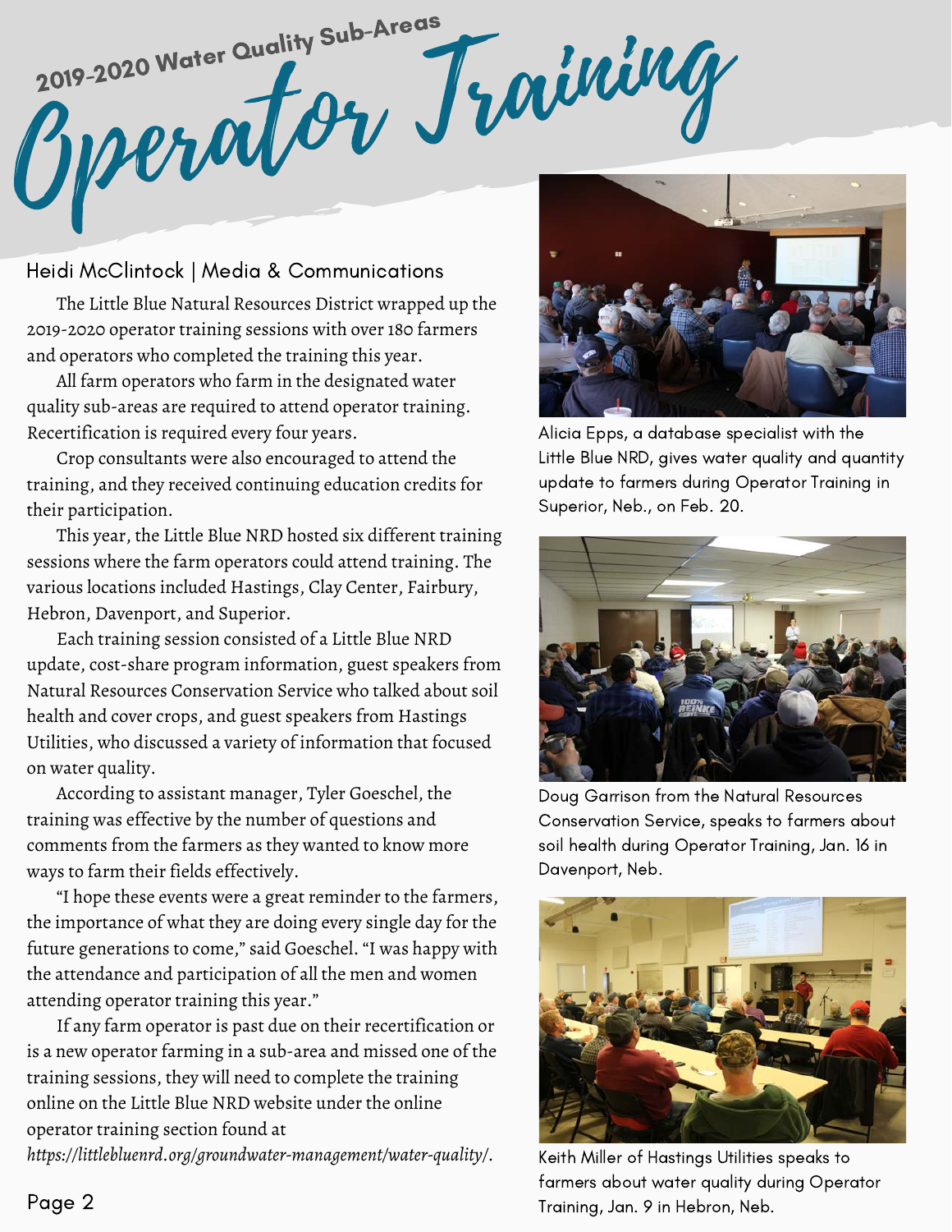## 2019-2020 Water Quality Sub-Areas

# Operator Training

Heidi McClintock | Media & Communications

The Little Blue Natural Resources District wrapped up the 2019-2020 operator training sessions with over 180 farmers and operators who completed the training this year.

All farm operators who farm in the designated water quality sub-areas are required to attend operator training. Recertification is required every four years.

Crop consultants were also encouraged to attend the training, and they received continuing education credits for their participation.

This year, the Little Blue NRD hosted six different training sessions where the farm operators could attend training. The various locations included Hastings, Clay Center, Fairbury, Hebron, Davenport, and Superior.

Each training session consisted of a Little Blue NRD update, cost-share program information, guest speakers from Natural Resources Conservation Service who talked about soil health and cover crops, and guest speakers from Hastings Utilities, who discussed a variety of information that focused on water quality.

According to assistant manager, Tyler Goeschel, the training was effective by the number of questions and comments from the farmers as they wanted to know more ways to farm their fields effectively.

"I hope these events were a great reminder to the farmers, the importance of what they are doing every single day for the future generations to come," said Goeschel. "I was happy with the attendance and participation of all the men and women attending operator training this year."

If any farm operator is past due on their recertification or is a new operator farming in a sub-area and missed one of the training sessions, they will need to complete the training online on the Little Blue NRD website under the online operator training section found at *https://littlebluenrd.org/groundwater-management/water-quality/.*

Alicia Epps, a database specialist with the Little Blue NRD, gives water quality and quantity update to farmers during Operator Training in Superior, Neb., on Feb. 20.

Doug Garrison from the Natural Resources Conservation Service, speaks to farmers about soil health during Operator Training, Jan. 16 in Davenport, Neb.

Keith Miller of Hastings Utilities speaks to farmers about water quality during Operator Training, Jan. 9 in Hebron, Neb.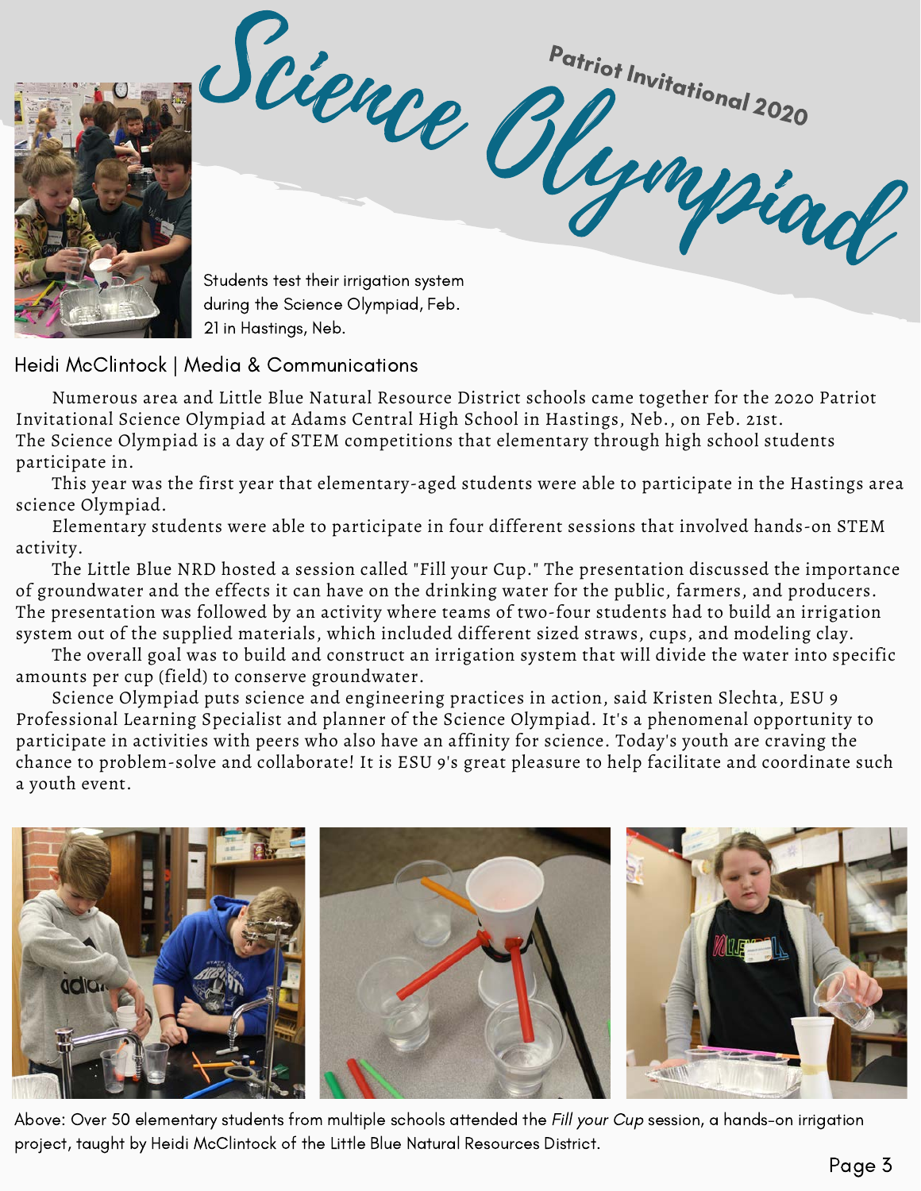# Science Olympiad

## Patriot Invitational 2020

Students test their irrigation system during the Science Olympiad, Feb. 21 in Hastings, Neb.

Heidi McClintock | Media & Communications

Numerous area and Little Blue Natural Resource District schools came together for the 2020 Patriot Invitational Science Olympiad at Adams Central High School in Hastings, Neb., on Feb. 21st. The Science Olympiad is a day of STEM competitions that elementary through high school students participate in.

This year was the first year that elementary-aged students were able to participate in the Hastings area science Olympiad.

Elementary students were able to participate in four different sessions that involved hands-on STEM activity.

The Little Blue NRD hosted a session called "Fill your Cup." The presentation discussed the importance of groundwater and the effects it can have on the drinking water for the public, farmers, and producers. The presentation was followed by an activity where teams of two-four students had to build an irrigation system out of the supplied materials, which included different sized straws, cups, and modeling clay.

The overall goal was to build and construct an irrigation system that will divide the water into specific amounts per cup (field) to conserve groundwater.

Science Olympiad puts science and engineering practices in action, said Kristen Slechta, ESU 9 Professional Learning Specialist and planner of the Science Olympiad. It's a phenomenal opportunity to participate in activities with peers who also have an affinity for science. Today's youth are craving the chance to problem-solve and collaborate! It is ESU 9's great pleasure to help facilitate and coordinate such a youth event.

Above: Over 50 elementary students from multiple schools attended the *Fill your Cup* session, a hands-on irrigation project, taught by Heidi McClintock of the Little Blue Natural Resources District.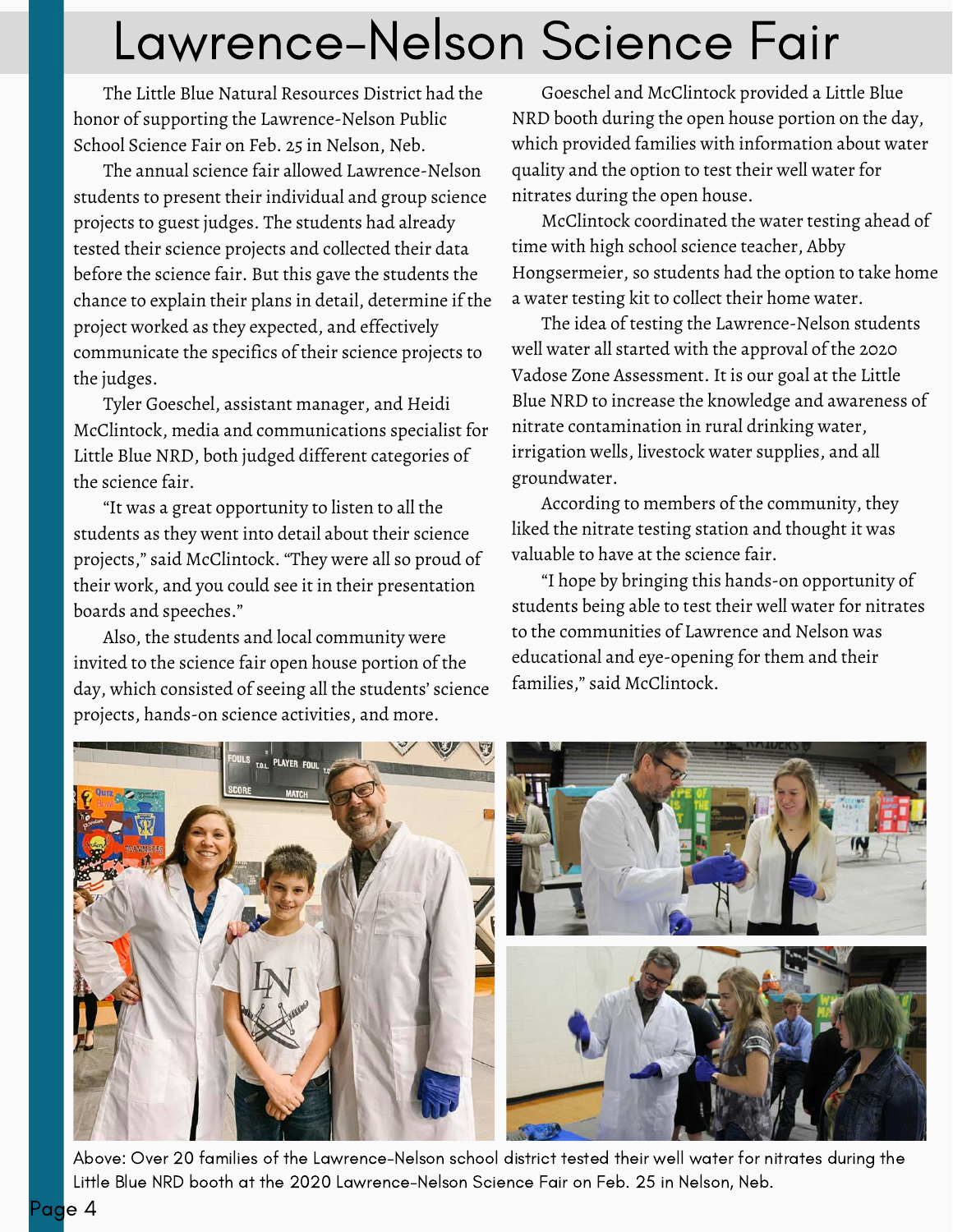# Lawrence-Nelson Science Fair

The Little Blue Natural Resources District had the honor of supporting the Lawrence-Nelson Public School Science Fair on Feb. 25 in Nelson, Neb.

The annual science fair allowed Lawrence-Nelson students to present their individual and group science projects to guest judges. The students had already tested their science projects and collected their data before the science fair. But this gave the students the chance to explain their plans in detail, determine if the project worked as they expected, and effectively communicate the specifics of their science projects to the judges.

Tyler Goeschel, assistant manager, and Heidi McClintock, media and communications specialist for Little Blue NRD, both judged different categories of the science fair.

"It was a great opportunity to listen to all the students as they went into detail about their science projects," said McClintock. "They were all so proud of their work, and you could see it in their presentation boards and speeches."

Also, the students and local community were invited to the science fair open house portion of the day, which consisted of seeing all the students' science projects, hands-on science activities, and more.

Goeschel and McClintock provided a Little Blue NRD booth during the open house portion on the day, which provided families with information about water quality and the option to test their well water for nitrates during the open house.

McClintock coordinated the water testing ahead of time with high school science teacher, Abby Hongsermeier, so students had the option to take home a water testing kit to collect their home water.

The idea of testing the Lawrence-Nelson students well water all started with the approval of the 2020 Vadose Zone Assessment. It is our goal at the Little Blue NRD to increase the knowledge and awareness of nitrate contamination in rural drinking water, irrigation wells, livestock water supplies, and all groundwater.

According to members of the community, they liked the nitrate testing station and thought it was valuable to have at the science fair.

"I hope by bringing this hands-on opportunity of students being able to test their well water for nitrates to the communities of Lawrence and Nelson was educational and eye-opening for them and their families," said McClintock.

Above: Over 20 families of the Lawrence-Nelson school district tested their well water for nitrates during the Little Blue NRD booth at the 2020 Lawrence-Nelson Science Fair on Feb. 25 in Nelson, Neb.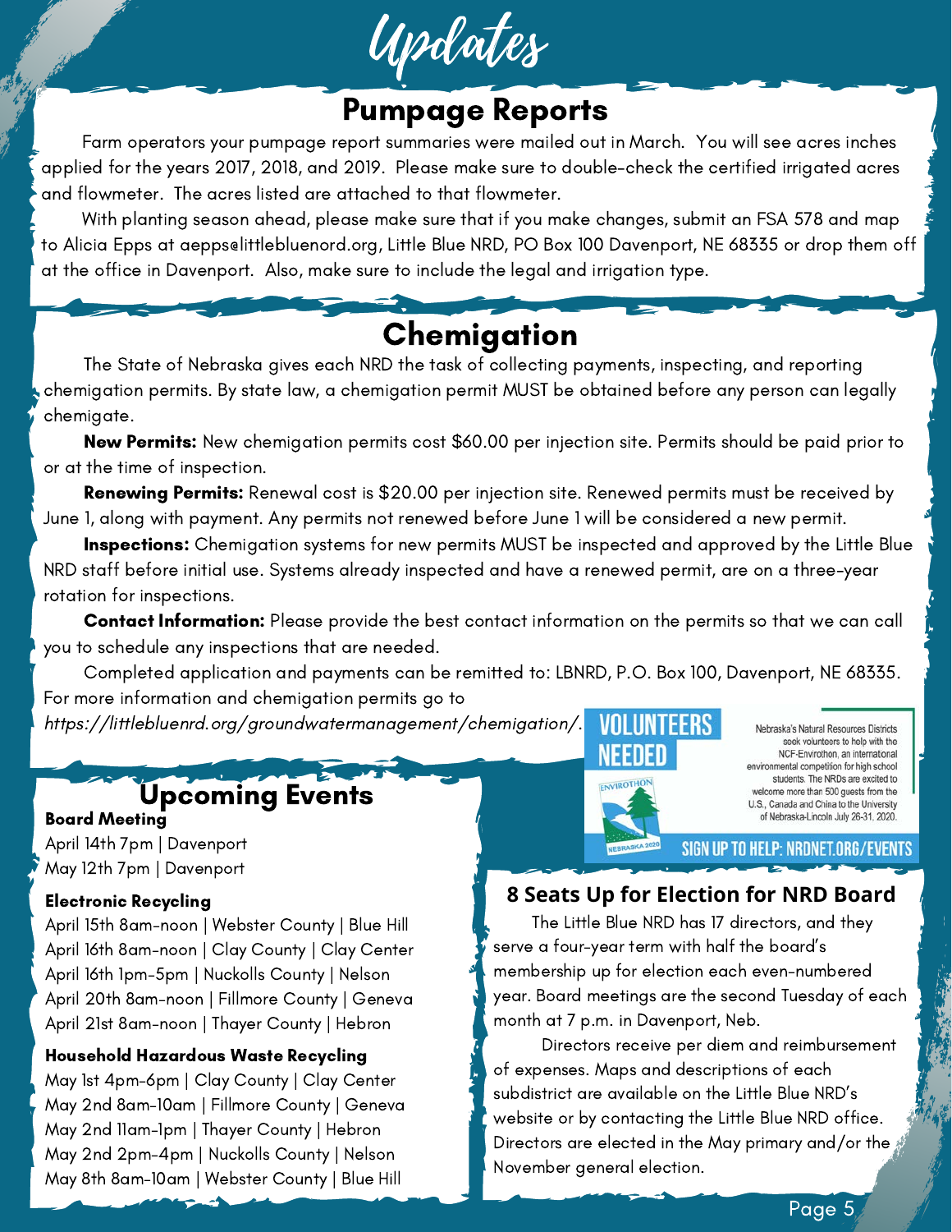# Updates

## Pumpage Reports

Farm operators your pumpage report summaries were mailed out in March. You will see acres inches applied for the years 2017, 2018, and 2019. Please make sure to double-check the certified irrigated acres and flowmeter. The acres listed are attached to that flowmeter.

With planting season ahead, please make sure that if you make changes, submit an FSA 578 and map to Alicia Epps at aepps@littlebluenord.org, Little Blue NRD, PO Box 100 Davenport, NE 68335 or drop them off at the office in Davenport. Also, make sure to include the legal and irrigation type.

## Chemigation

The State of Nebraska gives each NRD the task of collecting payments, inspecting, and reporting chemigation permits. By state law, a chemigation permit MUST be obtained before any person can legally chemigate.

**New Permits:** New chemigation permits cost $60.00 per injection site. Permits should be paid prior to or at the time of inspection.

**Renewing Permits:** Renewal cost is $20.00 per injection site. Renewed permits must be received by June 1, along with payment. Any permits not renewed before June 1 will be considered a new permit.

**Inspections:** Chemigation systems for new permits MUST be inspected and approved by the Little Blue NRD staff before initial use. Systems already inspected and have a renewed permit, are on a three-year rotation for inspections.

**Contact Information:** Please provide the best contact information on the permits so that we can call you to schedule any inspections that are needed.

Completed application and payments can be remitted to: LBNRD, P.O. Box 100, Davenport, NE 68335. For more information and chemigation permits go to *https://littlebluenrd.org/groundwatermanagement/chemigation/*.

## Upcoming Events

**Board Meeting**

April 14th 7pm | Davenport
May 12th 7pm | Davenport

**Electronic Recycling**

April 15th 8am-noon | Webster County | Blue Hill
April 16th 8am-noon | Clay County | Clay Center
April 16th 1pm-5pm | Nuckolls County | Nelson
April 20th 8am-noon | Fillmore County | Geneva
April 21st 8am-noon | Thayer County | Hebron

**Household Hazardous Waste Recycling**

May 1st 4pm-6pm | Clay County | Clay Center
May 2nd 8am-10am | Fillmore County | Geneva
May 2nd 11am-1pm | Thayer County | Hebron
May 2nd 2pm-4pm | Nuckolls County | Nelson
May 8th 8am-10am | Webster County | Blue Hill

**VOLUNTEERS NEEDED**

Nebraska's Natural Resources Districts seek volunteers to help with the NCF-Envirothon, an international environmental competition for high school students. The NRDs are excited to welcome more than 500 guests from the U.S., Canada and China to the University of Nebraska-Lincoln July 26-31, 2020.

ENVIROTHON NEBRASKA 2020

SIGN UP TO HELP: NRDNET.ORG/EVENTS

## 8 Seats Up for Election for NRD Board

The Little Blue NRD has 17 directors, and they serve a four-year term with half the board's membership up for election each even-numbered year. Board meetings are the second Tuesday of each month at 7 p.m. in Davenport, Neb.

Directors receive per diem and reimbursement of expenses. Maps and descriptions of each subdistrict are available on the Little Blue NRD's website or by contacting the Little Blue NRD office. Directors are elected in the May primary and/or the November general election.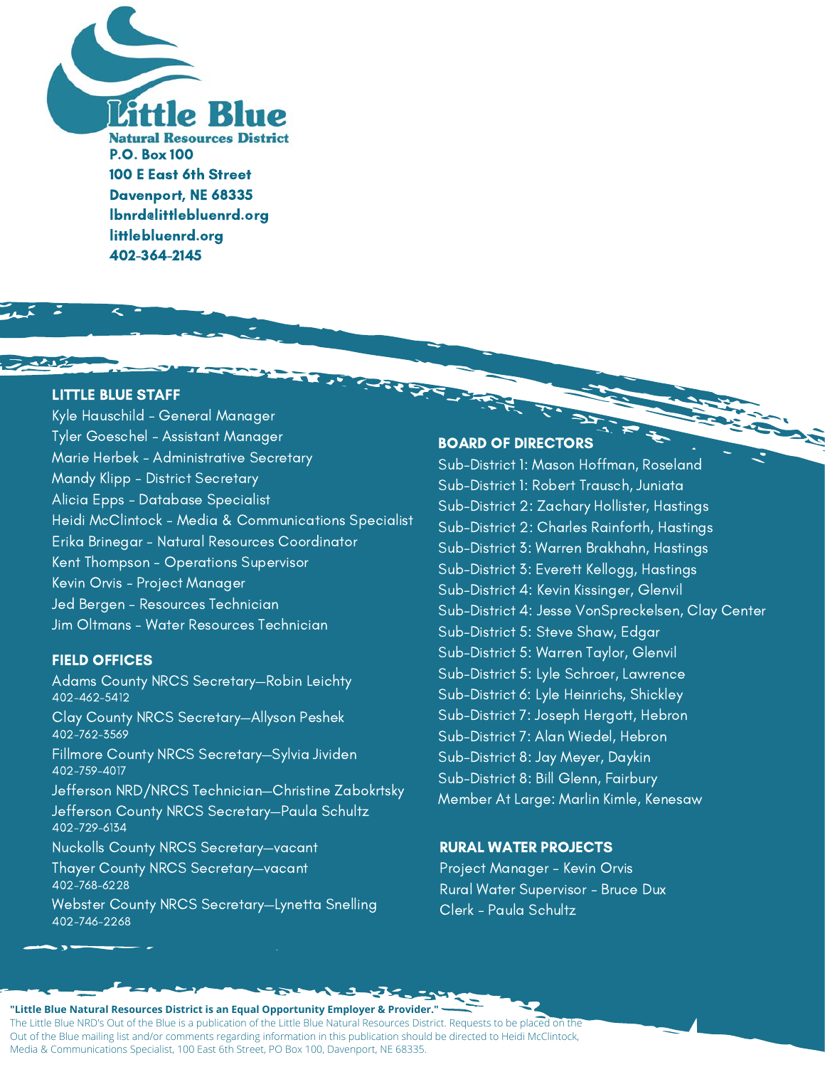**Little Blue**
**Natural Resources District**
P.O. Box 100
100 E East 6th Street
Davenport, NE 68335
lbnrd@littlebluenrd.org
littlebluenrd.org
402-364-2145

## LITTLE BLUE STAFF

Kyle Hauschild - General Manager
Tyler Goeschel - Assistant Manager
Marie Herbek - Administrative Secretary
Mandy Klipp - District Secretary
Alicia Epps - Database Specialist
Heidi McClintock - Media & Communications Specialist
Erika Brinegar - Natural Resources Coordinator
Kent Thompson - Operations Supervisor
Kevin Orvis - Project Manager
Jed Bergen - Resources Technician
Jim Oltmans - Water Resources Technician

## FIELD OFFICES

Adams County NRCS Secretary—Robin Leichty
402-462-5412
Clay County NRCS Secretary—Allyson Peshek
402-762-3569
Fillmore County NRCS Secretary—Sylvia Jividen
402-759-4017
Jefferson NRD/NRCS Technician—Christine Zabokrtsky
Jefferson County NRCS Secretary—Paula Schultz
402-729-6134
Nuckolls County NRCS Secretary—vacant
Thayer County NRCS Secretary—vacant
402-768-6228
Webster County NRCS Secretary—Lynetta Snelling
402-746-2268

## BOARD OF DIRECTORS

Sub-District 1: Mason Hoffman, Roseland
Sub-District 1: Robert Trausch, Juniata
Sub-District 2: Zachary Hollister, Hastings
Sub-District 2: Charles Rainforth, Hastings
Sub-District 3: Warren Brakhahn, Hastings
Sub-District 3: Everett Kellogg, Hastings
Sub-District 4: Kevin Kissinger, Glenvil
Sub-District 4: Jesse VonSpreckelsen, Clay Center
Sub-District 5: Steve Shaw, Edgar
Sub-District 5: Warren Taylor, Glenvil
Sub-District 5: Lyle Schroer, Lawrence
Sub-District 6: Lyle Heinrichs, Shickley
Sub-District 7: Joseph Hergott, Hebron
Sub-District 7: Alan Wiedel, Hebron
Sub-District 8: Jay Meyer, Daykin
Sub-District 8: Bill Glenn, Fairbury
Member At Large: Marlin Kimle, Kenesaw

## RURAL WATER PROJECTS

Project Manager - Kevin Orvis
Rural Water Supervisor - Bruce Dux
Clerk - Paula Schultz

**"Little Blue Natural Resources District is an Equal Opportunity Employer & Provider."**
The Little Blue NRD's Out of the Blue is a publication of the Little Blue Natural Resources District. Requests to be placed on the Out of the Blue mailing list and/or comments regarding information in this publication should be directed to Heidi McClintock, Media & Communications Specialist, 100 East 6th Street, PO Box 100, Davenport, NE 68335.